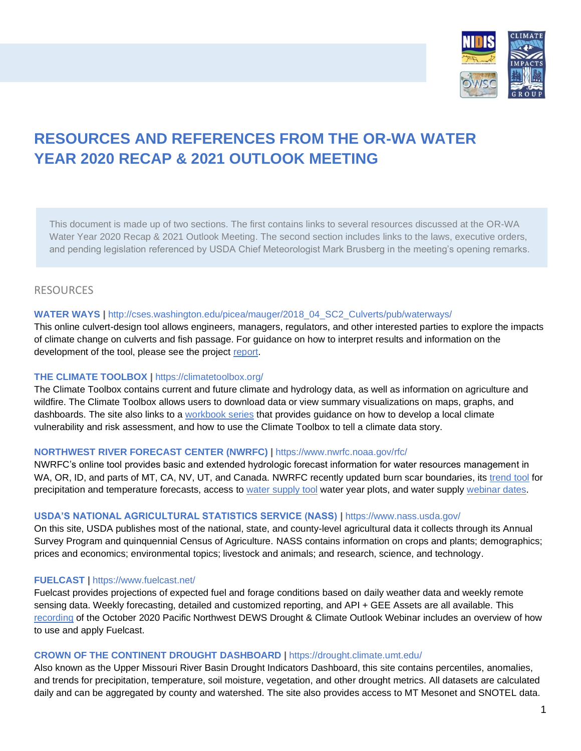# RESOURCES AND REFERENCES FROM THE OR-WA WATER YEAR 2020 RECAP & 2021 OUTLOOK MEETING

This document is made up of two sections. The first contains links to several resources discussed at the OR-WA Water Year 2020 Recap & 2021 Outlook Meeting. The second section includes links to the laws, executive orders, and pending legislation referenced by USDA Chief Meteorologist Mark Brusberg in the meeting's opening remarks.

## RESOURCES

**WATER WAYS** | http://cses.washington.edu/picea/mauger/2018_04_SC2_Culverts/pub/waterways/

This online culvert-design tool allows engineers, managers, regulators, and other interested parties to explore the impacts of climate change on culverts and fish passage. For guidance on how to interpret results and information on the development of the tool, please see the project report.

**THE CLIMATE TOOLBOX** | https://climatetoolbox.org/

The Climate Toolbox contains current and future climate and hydrology data, as well as information on agriculture and wildfire. The Climate Toolbox allows users to download data or view summary visualizations on maps, graphs, and dashboards. The site also links to a workbook series that provides guidance on how to develop a local climate vulnerability and risk assessment, and how to use the Climate Toolbox to tell a climate data story.

**NORTHWEST RIVER FORECAST CENTER (NWRFC)** | https://www.nwrfc.noaa.gov/rfc/

NWRFC's online tool provides basic and extended hydrologic forecast information for water resources management in WA, OR, ID, and parts of MT, CA, NV, UT, and Canada. NWRFC recently updated burn scar boundaries, its trend tool for precipitation and temperature forecasts, access to water supply tool water year plots, and water supply webinar dates.

**USDA'S NATIONAL AGRICULTURAL STATISTICS SERVICE (NASS)** | https://www.nass.usda.gov/

On this site, USDA publishes most of the national, state, and county-level agricultural data it collects through its Annual Survey Program and quinquennial Census of Agriculture. NASS contains information on crops and plants; demographics; prices and economics; environmental topics; livestock and animals; and research, science, and technology.

**FUELCAST** | https://www.fuelcast.net/

Fuelcast provides projections of expected fuel and forage conditions based on daily weather data and weekly remote sensing data. Weekly forecasting, detailed and customized reporting, and API + GEE Assets are all available. This recording of the October 2020 Pacific Northwest DEWS Drought & Climate Outlook Webinar includes an overview of how to use and apply Fuelcast.

**CROWN OF THE CONTINENT DROUGHT DASHBOARD** | https://drought.climate.umt.edu/

Also known as the Upper Missouri River Basin Drought Indicators Dashboard, this site contains percentiles, anomalies, and trends for precipitation, temperature, soil moisture, vegetation, and other drought metrics. All datasets are calculated daily and can be aggregated by county and watershed. The site also provides access to MT Mesonet and SNOTEL data.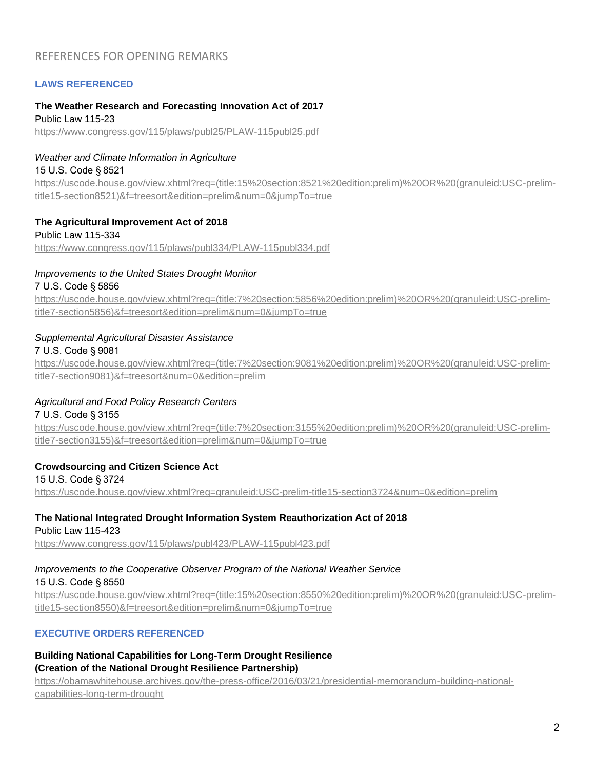# REFERENCES FOR OPENING REMARKS

## LAWS REFERENCED

**The Weather Research and Forecasting Innovation Act of 2017**
Public Law 115-23
https://www.congress.gov/115/plaws/publ25/PLAW-115publ25.pdf

*Weather and Climate Information in Agriculture*
15 U.S. Code § 8521
https://uscode.house.gov/view.xhtml?req=(title:15%20section:8521%20edition:prelim)%20OR%20(granuleid:USC-prelim-title15-section8521)&f=treesort&edition=prelim&num=0&jumpTo=true

**The Agricultural Improvement Act of 2018**
Public Law 115-334
https://www.congress.gov/115/plaws/publ334/PLAW-115publ334.pdf

*Improvements to the United States Drought Monitor*
7 U.S. Code § 5856
https://uscode.house.gov/view.xhtml?req=(title:7%20section:5856%20edition:prelim)%20OR%20(granuleid:USC-prelim-title7-section5856)&f=treesort&edition=prelim&num=0&jumpTo=true

*Supplemental Agricultural Disaster Assistance*
7 U.S. Code § 9081
https://uscode.house.gov/view.xhtml?req=(title:7%20section:9081%20edition:prelim)%20OR%20(granuleid:USC-prelim-title7-section9081)&f=treesort&num=0&edition=prelim

*Agricultural and Food Policy Research Centers*
7 U.S. Code § 3155
https://uscode.house.gov/view.xhtml?req=(title:7%20section:3155%20edition:prelim)%20OR%20(granuleid:USC-prelim-title7-section3155)&f=treesort&edition=prelim&num=0&jumpTo=true

**Crowdsourcing and Citizen Science Act**
15 U.S. Code § 3724
https://uscode.house.gov/view.xhtml?req=granuleid:USC-prelim-title15-section3724&num=0&edition=prelim

**The National Integrated Drought Information System Reauthorization Act of 2018**
Public Law 115-423
https://www.congress.gov/115/plaws/publ423/PLAW-115publ423.pdf

*Improvements to the Cooperative Observer Program of the National Weather Service*
15 U.S. Code § 8550
https://uscode.house.gov/view.xhtml?req=(title:15%20section:8550%20edition:prelim)%20OR%20(granuleid:USC-prelim-title15-section8550)&f=treesort&edition=prelim&num=0&jumpTo=true

## EXECUTIVE ORDERS REFERENCED

**Building National Capabilities for Long-Term Drought Resilience**
**(Creation of the National Drought Resilience Partnership)**
https://obamawhitehouse.archives.gov/the-press-office/2016/03/21/presidential-memorandum-building-national-capabilities-long-term-drought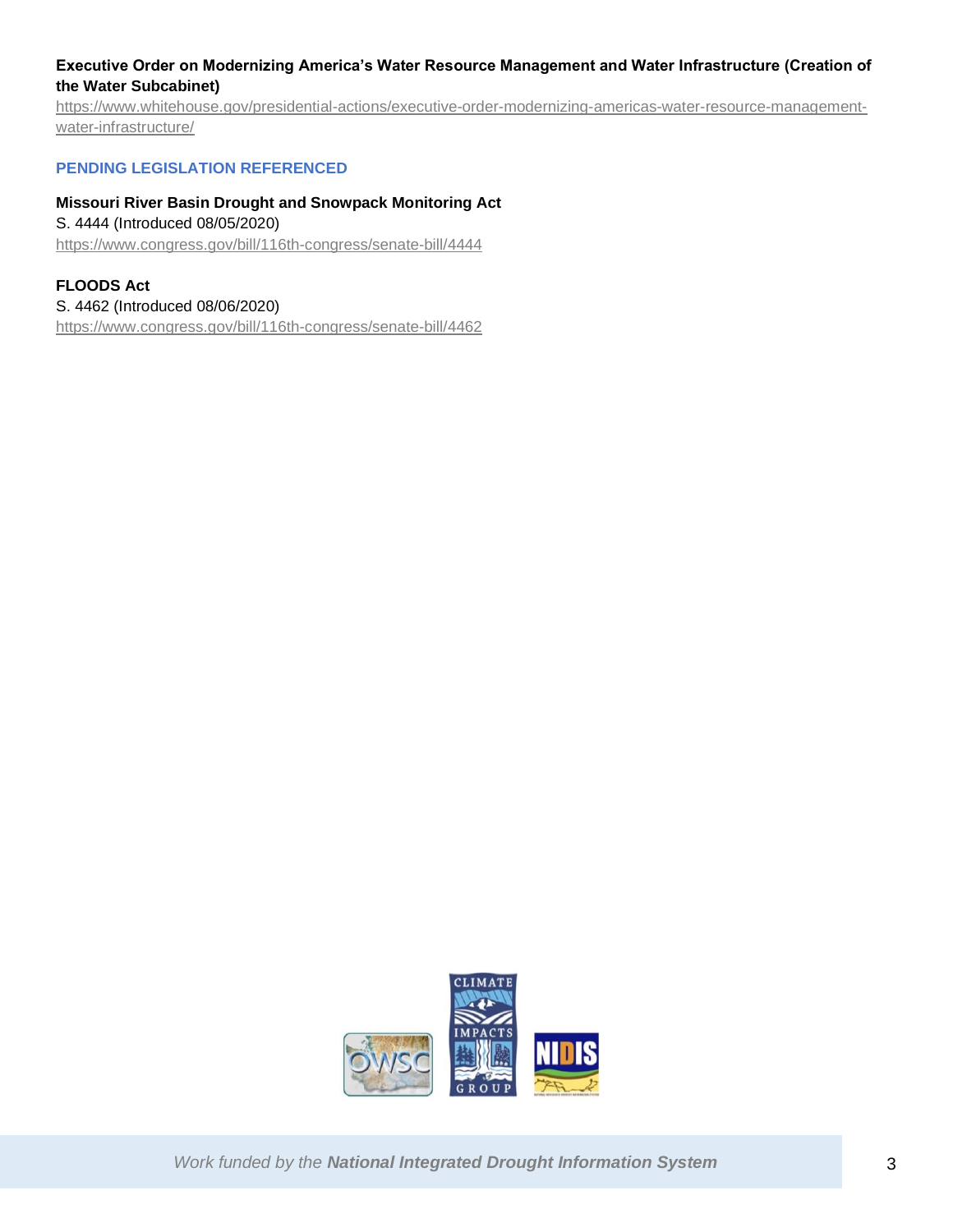**Executive Order on Modernizing America's Water Resource Management and Water Infrastructure (Creation of the Water Subcabinet)**
https://www.whitehouse.gov/presidential-actions/executive-order-modernizing-americas-water-resource-management-water-infrastructure/

## PENDING LEGISLATION REFERENCED

**Missouri River Basin Drought and Snowpack Monitoring Act**
S. 4444 (Introduced 08/05/2020)
https://www.congress.gov/bill/116th-congress/senate-bill/4444

**FLOODS Act**
S. 4462 (Introduced 08/06/2020)
https://www.congress.gov/bill/116th-congress/senate-bill/4462

*Work funded by the* ***National Integrated Drought Information System***